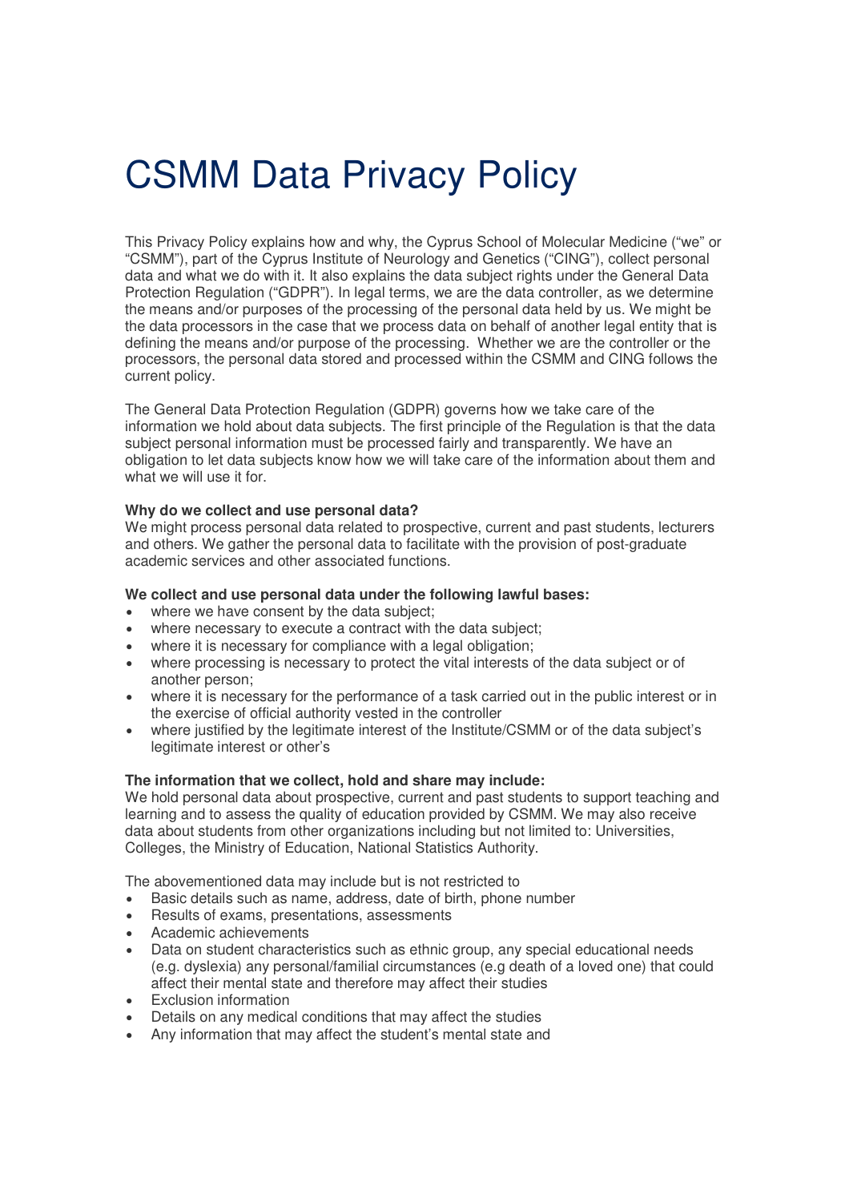# CSMM Data Privacy Policy

This Privacy Policy explains how and why, the Cyprus School of Molecular Medicine ("we" or "CSMM"), part of the Cyprus Institute of Neurology and Genetics ("CING"), collect personal data and what we do with it. It also explains the data subject rights under the General Data Protection Regulation ("GDPR"). In legal terms, we are the data controller, as we determine the means and/or purposes of the processing of the personal data held by us. We might be the data processors in the case that we process data on behalf of another legal entity that is defining the means and/or purpose of the processing. Whether we are the controller or the processors, the personal data stored and processed within the CSMM and CING follows the current policy.

The General Data Protection Regulation (GDPR) governs how we take care of the information we hold about data subjects. The first principle of the Regulation is that the data subject personal information must be processed fairly and transparently. We have an obligation to let data subjects know how we will take care of the information about them and what we will use it for.

**Why do we collect and use personal data?**
We might process personal data related to prospective, current and past students, lecturers and others. We gather the personal data to facilitate with the provision of post-graduate academic services and other associated functions.

**We collect and use personal data under the following lawful bases:**

- where we have consent by the data subject;
- where necessary to execute a contract with the data subject;
- where it is necessary for compliance with a legal obligation;
- where processing is necessary to protect the vital interests of the data subject or of another person;
- where it is necessary for the performance of a task carried out in the public interest or in the exercise of official authority vested in the controller
- where justified by the legitimate interest of the Institute/CSMM or of the data subject's legitimate interest or other's

**The information that we collect, hold and share may include:**
We hold personal data about prospective, current and past students to support teaching and learning and to assess the quality of education provided by CSMM. We may also receive data about students from other organizations including but not limited to: Universities, Colleges, the Ministry of Education, National Statistics Authority.

The abovementioned data may include but is not restricted to

- Basic details such as name, address, date of birth, phone number
- Results of exams, presentations, assessments
- Academic achievements
- Data on student characteristics such as ethnic group, any special educational needs (e.g. dyslexia) any personal/familial circumstances (e.g death of a loved one) that could affect their mental state and therefore may affect their studies
- Exclusion information
- Details on any medical conditions that may affect the studies
- Any information that may affect the student's mental state and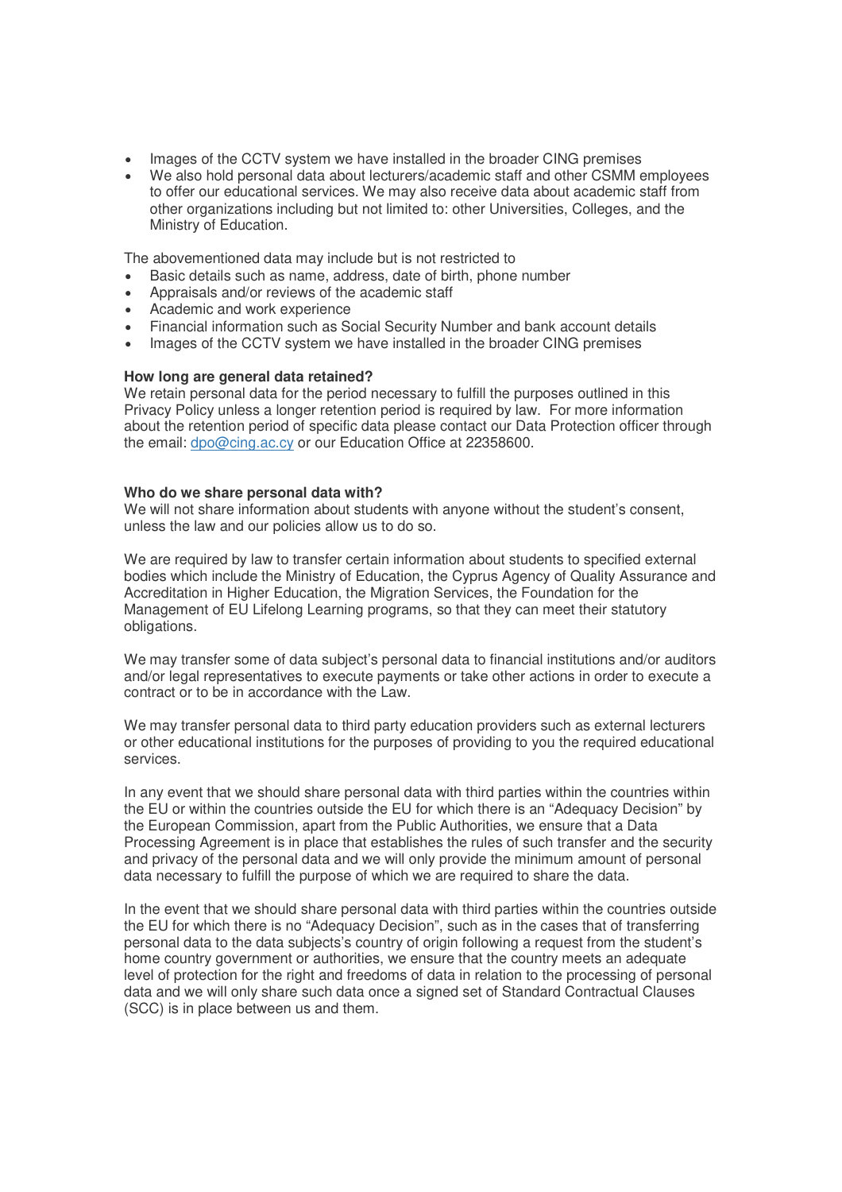- Images of the CCTV system we have installed in the broader CING premises
- We also hold personal data about lecturers/academic staff and other CSMM employees to offer our educational services. We may also receive data about academic staff from other organizations including but not limited to: other Universities, Colleges, and the Ministry of Education.

The abovementioned data may include but is not restricted to

- Basic details such as name, address, date of birth, phone number
- Appraisals and/or reviews of the academic staff
- Academic and work experience
- Financial information such as Social Security Number and bank account details
- Images of the CCTV system we have installed in the broader CING premises

**How long are general data retained?**
We retain personal data for the period necessary to fulfill the purposes outlined in this Privacy Policy unless a longer retention period is required by law. For more information about the retention period of specific data please contact our Data Protection officer through the email: dpo@cing.ac.cy or our Education Office at 22358600.

**Who do we share personal data with?**
We will not share information about students with anyone without the student's consent, unless the law and our policies allow us to do so.

We are required by law to transfer certain information about students to specified external bodies which include the Ministry of Education, the Cyprus Agency of Quality Assurance and Accreditation in Higher Education, the Migration Services, the Foundation for the Management of EU Lifelong Learning programs, so that they can meet their statutory obligations.

We may transfer some of data subject's personal data to financial institutions and/or auditors and/or legal representatives to execute payments or take other actions in order to execute a contract or to be in accordance with the Law.

We may transfer personal data to third party education providers such as external lecturers or other educational institutions for the purposes of providing to you the required educational services.

In any event that we should share personal data with third parties within the countries within the EU or within the countries outside the EU for which there is an "Adequacy Decision" by the European Commission, apart from the Public Authorities, we ensure that a Data Processing Agreement is in place that establishes the rules of such transfer and the security and privacy of the personal data and we will only provide the minimum amount of personal data necessary to fulfill the purpose of which we are required to share the data.

In the event that we should share personal data with third parties within the countries outside the EU for which there is no "Adequacy Decision", such as in the cases that of transferring personal data to the data subjects's country of origin following a request from the student's home country government or authorities, we ensure that the country meets an adequate level of protection for the right and freedoms of data in relation to the processing of personal data and we will only share such data once a signed set of Standard Contractual Clauses (SCC) is in place between us and them.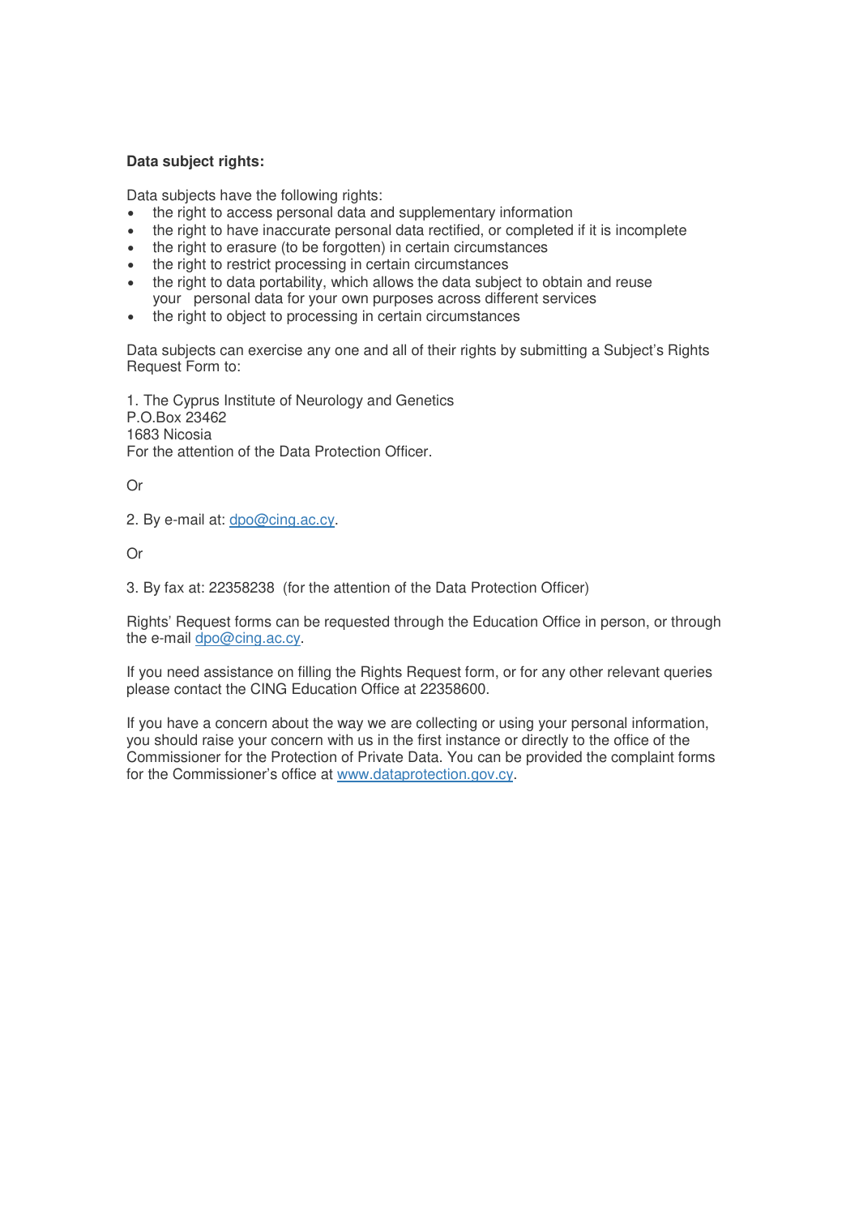**Data subject rights:**

Data subjects have the following rights:

- the right to access personal data and supplementary information
- the right to have inaccurate personal data rectified, or completed if it is incomplete
- the right to erasure (to be forgotten) in certain circumstances
- the right to restrict processing in certain circumstances
- the right to data portability, which allows the data subject to obtain and reuse your personal data for your own purposes across different services
- the right to object to processing in certain circumstances

Data subjects can exercise any one and all of their rights by submitting a Subject's Rights Request Form to:

1. The Cyprus Institute of Neurology and Genetics
P.O.Box 23462
1683 Nicosia
For the attention of the Data Protection Officer.

Or

2. By e-mail at: dpo@cing.ac.cy.

Or

3. By fax at: 22358238 (for the attention of the Data Protection Officer)

Rights' Request forms can be requested through the Education Office in person, or through the e-mail dpo@cing.ac.cy.

If you need assistance on filling the Rights Request form, or for any other relevant queries please contact the CING Education Office at 22358600.

If you have a concern about the way we are collecting or using your personal information, you should raise your concern with us in the first instance or directly to the office of the Commissioner for the Protection of Private Data. You can be provided the complaint forms for the Commissioner's office at www.dataprotection.gov.cy.